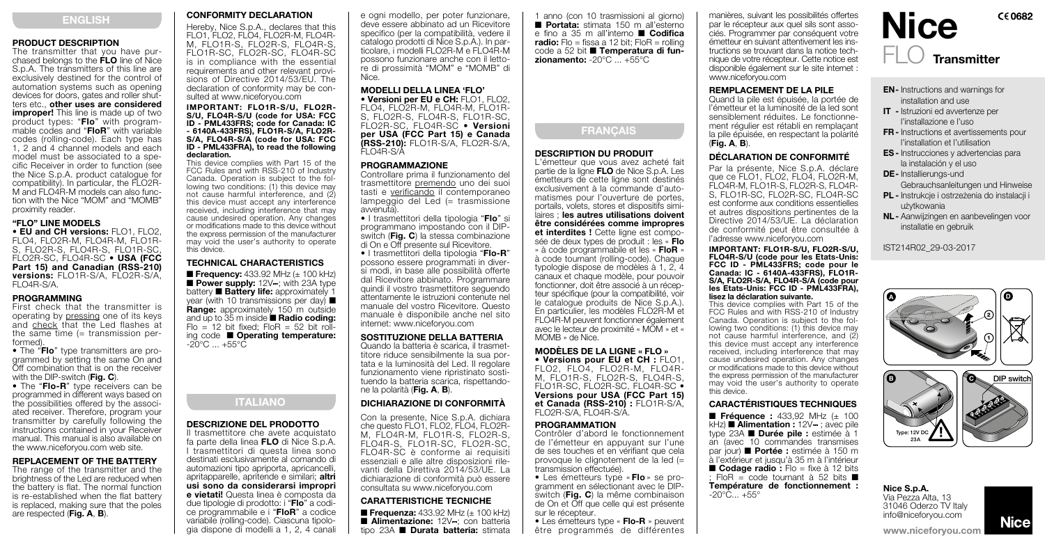# ENGLISH

## PRODUCT DESCRIPTION

The transmitter that you have purchased belongs to the **FLO** line of Nice S.p.A. The transmitters of this line are exclusively destined for the control of automation systems such as opening devices for doors, gates and roller shutters etc., **other uses are considered improper!** This line is made up of two product types: "**Flo**" with programmable codes and "**FloR**" with variable codes (rolling-code). Each type has 1, 2 and 4 channel models and each model must be associated to a specific Receiver in order to function (see the Nice S.p.A. product catalogue for compatibility). In particular, the FLO2R-M and FLO4R-M models can also function with the Nice "MOM" and "MOMB" proximity reader.

## "FLO" LINE MODELS

• **EU and CH versions:** FLO1, FLO2, FLO4, FLO2R-M, FLO4R-M, FLO1R-S, FLO2R-S, FLO4R-S, FLO1R-SC, FLO2R-SC, FLO4R-SC • **USA (FCC Part 15) and Canadian (RSS-210) versions:** FLO1R-S/A, FLO2R-S/A, FLO4R-S/A.

## PROGRAMMING

First check that the transmitter is operating by pressing one of its keys and check that the Led flashes at the same time (= transmission performed).

• The "**Flo**" type transmitters are programmed by setting the same On and Off combination that is on the receiver with the DIP-switch (**Fig. C**).

• The "**Flo-R**" type receivers can be programmed in different ways based on the possibilities offered by the associated receiver. Therefore, program your transmitter by carefully following the instructions contained in your Receiver manual. This manual is also available on the www.niceforyou.com web site.

## REPLACEMENT OF THE BATTERY

The range of the transmitter and the brightness of the Led are reduced when the battery is flat. The normal function is re-established when the flat battery is replaced, making sure that the poles are respected (**Fig. A**, **B**).

## CONFORMITY DECLARATION

Hereby, Nice S.p.A., declares that this FLO1, FLO2, FLO4, FLO2R-M, FLO4R-M, FLO1R-S, FLO2R-S, FLO4R-S, FLO1R-SC, FLO2R-SC, FLO4R-SC is in compliance with the essential requirements and other relevant provisions of Directive 2014/53/EU. The declaration of conformity may be consulted at www.niceforyou.com

**IMPORTANT: FLO1R-S/U, FLO2R-S/U, FLO4R-S/U (code for USA: FCC ID - PML433FRS; code for Canada: IC - 6140A-433FRS), FLO1R-S/A, FLO2R-S/A, FLO4R-S/A (code for USA: FCC ID - PML433FRA), to read the following declaration.**

This device complies with Part 15 of the FCC Rules and with RSS-210 of Industry Canada. Operation is subject to the following two conditions: (1) this device may not cause harmful interference, and (2) this device must accept any interference received, including interference that may cause undesired operation. Any changes or modifications made to this device without the express permission of the manufacturer may void the user's authority to operate this device.

## TECHNICAL CHARACTERISTICS

■ **Frequency:** 433.92 MHz (± 100 kHz) ■ **Power supply:** 12V⎓; with 23A type battery ■ **Battery life:** approximately 1 year (with 10 transmissions per day) ■ **Range:** approximately 150 m outside and up to 35 m inside ■ **Radio coding:** Flo = 12 bit fixed; FloR = 52 bit rolling code ■ **Operating temperature:** -20°C ... +55°C

# ITALIANO

## DESCRIZIONE DEL PRODOTTO

Il trasmettitore che avete acquistato fa parte della linea **FLO** di Nice S.p.A. I trasmettitori di questa linea sono destinati esclusivamente al comando di automazioni tipo apriporta, apricancelli, apritapparelle, apritende e similari; **altri usi sono da considerarsi impropri e vietati!** Questa linea è composta da due tipologie di prodotto: i "**Flo**" a codice programmabile e i "**FloR**" a codice variabile (rolling-code). Ciascuna tipologia dispone di modelli a 1, 2, 4 canali e ogni modello, per poter funzionare, deve essere abbinato ad un Ricevitore specifico (per la compatibilità, vedere il catalogo prodotti di Nice S.p.A.). In particolare, i modelli FLO2R-M e FLO4R-M possono funzionare anche con il lettore di prossimità "MOM" e "MOMB" di Nice.

## MODELLI DELLA LINEA 'FLO'

• **Versioni per EU e CH:** FLO1, FLO2, FLO4, FLO2R-M, FLO4R-M, FLO1R-S, FLO2R-S, FLO4R-S, FLO1R-SC, FLO2R-SC, FLO4R-SC • **Versioni per USA (FCC Part 15) e Canada (RSS-210):** FLO1R-S/A, FLO2R-S/A, FLO4R-S/A

## PROGRAMMAZIONE

Controllare prima il funzionamento del trasmettitore premendo uno dei suoi tasti e verificando il contemporaneo lampeggio del Led (= trasmissione avvenuta).

• I trasmettitori della tipologia "**Flo**" si programmano impostando con il DIP-switch (**Fig. C**) la stessa combinazione di On e Off presente sul Ricevitore.

• I trasmettitori della tipologia "**Flo-R**" possono essere programmati in diversi modi, in base alle possibilità offerte dal Ricevitore abbinato. Programmare quindi il vostro trasmettitore seguendo attentamente le istruzioni contenute nel manuale del vostro Ricevitore. Questo manuale è disponibile anche nel sito internet: www.niceforyou.com

## SOSTITUZIONE DELLA BATTERIA

Quando la batteria è scarica, il trasmettitore riduce sensibilmente la sua portata e la luminosità del Led. Il regolare funzionamento viene ripristinato sostituendo la batteria scarica, rispettandone la polarità (**Fig. A**, **B**).

## DICHIARAZIONE DI CONFORMITÀ

Con la presente, Nice S.p.A. dichiara che questo FLO1, FLO2, FLO4, FLO2R-M, FLO4R-M, FLO1R-S, FLO2R-S, FLO4R-S, FLO1R-SC, FLO2R-SC, FLO4R-SC è conforme ai requisiti essenziali e alle altre disposizioni rilevanti della Direttiva 2014/53/UE. La dichiarazione di conformità può essere consultata su www.niceforyou.com

## CARATTERISTICHE TECNICHE

■ **Frequenza:** 433.92 MHz (± 100 kHz) ■ **Alimentazione:** 12V⎓; con batteria tipo 23A ■ **Durata batteria:** stimata 1 anno (con 10 trasmissioni al giorno) ■ **Portata:** stimata 150 m all'esterno e fino a 35 m all'interno ■ **Codifica radio:** Flo = fissa a 12 bit; FloR = rolling code a 52 bit ■ **Temperatura di funzionamento:** -20°C ... +55°C

# FRANÇAIS

## DESCRIPTION DU PRODUIT

L'émetteur que vous avez acheté fait partie de la ligne **FLO** de Nice S.p.A. Les émetteurs de cette ligne sont destinés exclusivement à la commande d'automatismes pour l'ouverture de portes, portails, volets, stores et dispositifs similaires ; **les autres utilisations doivent être considérées comme impropres et interdites !** Cette ligne est composée de deux types de produit : les « **Flo** » à code programmable et les « **FloR** » à code tournant (rolling-code). Chaque typologie dispose de modèles à 1, 2, 4 canaux et chaque modèle, pour pouvoir fonctionner, doit être associé à un récepteur spécifique (pour la compatibilité, voir le catalogue produits de Nice S.p.A.). En particulier, les modèles FLO2R-M et FLO4R-M peuvent fonctionner également avec le lecteur de proximité « MOM » et « MOMB » de Nice.

## MODÈLES DE LA LIGNE « FLO »

• **Versions pour EU et CH :** FLO1, FLO2, FLO4, FLO2R-M, FLO4R-M, FLO1R-S, FLO2R-S, FLO4R-S, FLO1R-SC, FLO2R-SC, FLO4R-SC • **Versions pour USA (FCC Part 15) et Canada (RSS-210) :** FLO1R-S/A, FLO2R-S/A, FLO4R-S/A.

## PROGRAMMATION

Contrôler d'abord le fonctionnement de l'émetteur en appuyant sur l'une de ses touches et en vérifiant que cela provoque le clignotement de la led (= transmission effectuée).

• Les émetteurs type « **Flo** » se programment en sélectionnant avec le DIP-switch (**Fig. C**) la même combinaison de On et Off que celle qui est présente sur le récepteur.

• Les émetteurs type « **Flo-R** » peuvent être programmés de différentes manières, suivant les possibilités offertes par le récepteur aux quel sils sont associés. Programmer par conséquent votre émetteur en suivant attentivement les instructions se trouvant dans la notice technique de votre récepteur. Cette notice est disponible également sur le site internet : www.niceforyou.com

## REMPLACEMENT DE LA PILE

Quand la pile est épuisée, la portée de l'émetteur et la luminosité de la led sont sensiblement réduites. Le fonctionnement régulier est rétabli en remplaçant la pile épuisée, en respectant la polarité (**Fig. A**, **B**).

## DÉCLARATION DE CONFORMITÉ

Par la présente, Nice S.p.A. déclare que ce FLO1, FLO2, FLO4, FLO2R-M, FLO4R-M, FLO1R-S, FLO2R-S, FLO4R-S, FLO1R-SC, FLO2R-SC, FLO4R-SC est conforme aux conditions essentielles et autres dispositions pertinentes de la Directive 2014/53/UE. La déclaration de conformité peut être consultée à l'adresse www.niceforyou.com

**IMPORTANT: FLO1R-S/U, FLO2R-S/U, FLO4R-S/U (code pour les Etats-Unis: FCC ID - PML433FRS; code pour le Canada: IC - 6140A-433FRS), FLO1R-S/A, FLO2R-S/A, FLO4R-S/A (code pour les Etats-Unis: FCC ID - PML433FRA), lisez la déclaration suivante.**

This device complies with Part 15 of the FCC Rules and with RSS-210 of Industry Canada. Operation is subject to the following two conditions: (1) this device may not cause harmful interference, and (2) this device must accept any interference received, including interference that may cause undesired operation. Any changes or modifications made to this device without the express permission of the manufacturer may void the user's authority to operate this device.

## CARACTÉRISTIQUES TECHNIQUES

■ **Fréquence :** 433,92 MHz (± 100 kHz) ■ **Alimentation :** 12V⎓ ; avec pile type 23A ■ **Durée pile :** estimée à 1 an (avec 10 commandes transmises par jour) ■ **Portée :** estimée à 150 m à l'extérieur et jusqu'à 35 m à l'intérieur ■ **Codage radio :** Flo = fixe à 12 bits ; FloR = code tournant à 52 bits ■ **Température de fonctionnement :** -20°C... +55°

# Nice FLO Transmitter

CE 0682

- **EN -** Instructions and warnings for installation and use
- **IT -** Istruzioni ed avvertenze per l'installazione e l'uso
- **FR -** Instructions et avertissements pour l'installation et l'utilisation
- **ES -** Instrucciones y advertencias para la instalación y el uso
- **DE -** Installierungs-und Gebrauchsanleitungen und Hinweise
- **PL -** Instrukcje i ostrzeżenia do instalacji i użytkowania
- **NL -** Aanwijzingen en aanbevelingen voor installatie en gebruik

IST214R02_29-03-2017

A B C DIP switch D

Type: 12V DC 23A

**Nice S.p.A.**
Via Pezza Alta, 13
31046 Oderzo TV Italy
info@niceforyou.com

**www.niceforyou.com**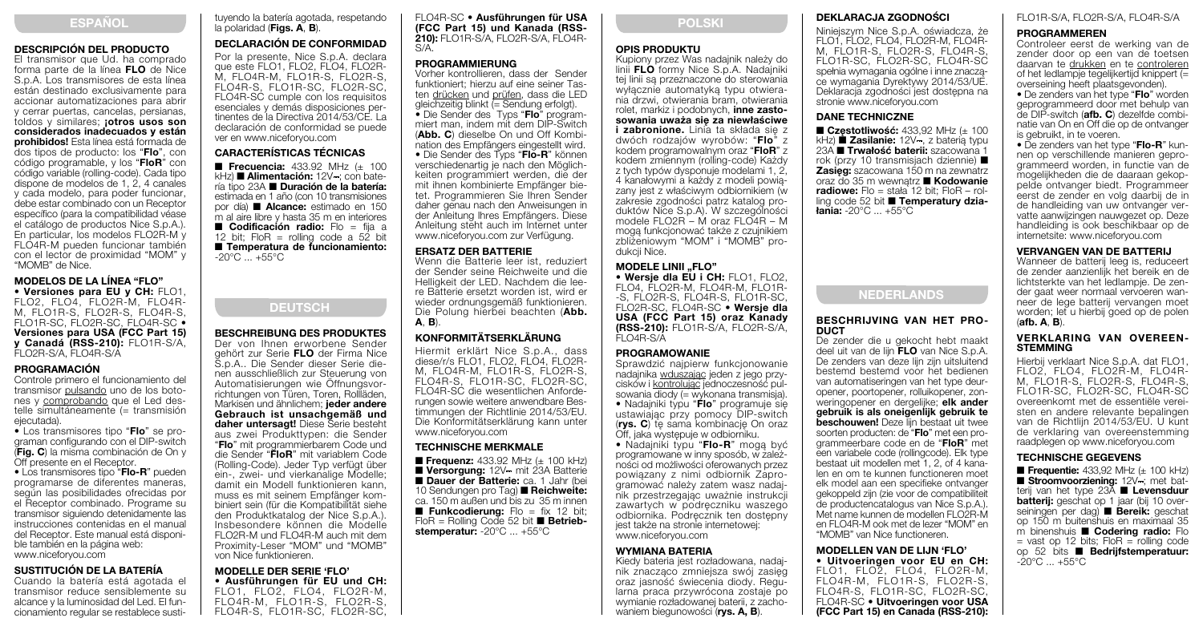# ESPAÑOL

## DESCRIPCIÓN DEL PRODUCTO

El transmisor que Ud. ha comprado forma parte de la línea **FLO** de Nice S.p.A. Los transmisores de esta línea están destinado exclusivamente para accionar automatizaciones para abrir y cerrar puertas, cancelas, persianas, toldos y similares; **¡otros usos son considerados inadecuados y están prohibidos!** Esta línea está formada de dos tipos de producto: los "**Flo**", con código programable, y los "**FloR**" con código variable (rolling-code). Cada tipo dispone de modelos de 1, 2, 4 canales y cada modelo, para poder funcionar, debe estar combinado con un Receptor específico (para la compatibilidad véase el catálogo de productos Nice S.p.A.). En particular, los modelos FLO2R-M y FLO4R-M pueden funcionar también con el lector de proximidad "MOM" y "MOMB" de Nice.

## MODELOS DE LA LÍNEA "FLO"

• **Versiones para EU y CH:** FLO1, FLO2, FLO4, FLO2R-M, FLO4R-M, FLO1R-S, FLO2R-S, FLO4R-S, FLO1R-SC, FLO2R-SC, FLO4R-SC • **Versiones para USA (FCC Part 15) y Canadá (RSS-210):** FLO1R-S/A, FLO2R-S/A, FLO4R-S/A

## PROGRAMACIÓN

Controle primero el funcionamiento del transmisor pulsando uno de los botones y comprobando que el Led destelle simultáneamente (= transmisión ejecutada).

• Los transmisores tipo "**Flo**" se programan configurando con el DIP-switch (**Fig. C**) la misma combinación de On y Off presente en el Receptor.

• Los transmisores tipo "**Flo-R**" pueden programarse de diferentes maneras, según las posibilidades ofrecidas por el Receptor combinado. Programe su transmisor siguiendo detenidamente las instrucciones contenidas en el manual del Receptor. Este manual está disponible también en la página web: www.niceforyou.com

## SUSTITUCIÓN DE LA BATERÍA

Cuando la batería está agotada el transmisor reduce sensiblemente su alcance y la luminosidad del Led. El funcionamiento regular se restablece sustituyendo la batería agotada, respetando la polaridad (**Figs. A**, **B**).

## DECLARACIÓN DE CONFORMIDAD

Por la presente, Nice S.p.A. declara que este FLO1, FLO2, FLO4, FLO2R-M, FLO4R-M, FLO1R-S, FLO2R-S, FLO4R-S, FLO1R-SC, FLO2R-SC, FLO4R-SC cumple con los requisitos esenciales y demás disposiciones pertinentes de la Directiva 2014/53/CE. La declaración de conformidad se puede ver en www.niceforyou.com

## CARACTERÍSTICAS TÉCNICAS

■ **Frecuencia:** 433.92 MHz (± 100 kHz) ■ **Alimentación:** 12V⎓; con batería tipo 23A ■ **Duración de la batería:** estimada en 1 año (con 10 transmisiones por día) ■ **Alcance:** estimado en 150 m al aire libre y hasta 35 m en interiores ■ **Codificación radio:** Flo = fija a 12 bit; FloR = rolling code a 52 bit ■ **Temperatura de funcionamiento:** -20°C ... +55°C

# DEUTSCH

## BESCHREIBUNG DES PRODUKTES

Der von Ihnen erworbene Sender gehört zur Serie **FLO** der Firma Nice S.p.A.. Die Sender dieser Serie dienen ausschließlich zur Steuerung von Automatisierungen wie Öffnungsvorrichtungen von Türen, Toren, Rollläden, Markisen und ähnlichem; **jeder andere Gebrauch ist unsachgemäß und daher untersagt!** Diese Serie besteht aus zwei Produkttypen: die Sender "**Flo**" mit programmierbarem Code und die Sender "**FloR**" mit variablem Code (Rolling-Code). Jeder Typ verfügt über ein-, zwei- und vierkanalige Modelle; damit ein Modell funktionieren kann, muss es mit seinem Empfänger kombiniert sein (für die Kompatibilität siehe den Produktkatalog der Nice S.p.A.). Insbesondere können die Modelle FLO2R-M und FLO4R-M auch mit dem Proximity-Leser "MOM" und "MOMB" von Nice funktionieren.

## MODELLE DER SERIE 'FLO'

• **Ausführungen für EU und CH:** FLO1, FLO2, FLO4, FLO2R-M, FLO4R-M, FLO1R-S, FLO2R-S, FLO4R-S, FLO1R-SC, FLO2R-SC, FLO4R-SC • **Ausführungen für USA (FCC Part 15) und Kanada (RSS-210):** FLO1R-S/A, FLO2R-S/A, FLO4R-S/A.

## PROGRAMMIERUNG

Vorher kontrollieren, dass der Sender funktioniert; hierzu auf eine seiner Tasten drücken und prüfen, dass die LED gleichzeitig blinkt (= Sendung erfolgt).

• Die Sender des Typs "**Flo**" programmiert man, indem mit dem DIP-Switch (**Abb. C**) dieselbe On und Off Kombination des Empfängers eingestellt wird.

• Die Sender des Typs "**Flo-R**" können verschiedenartig je nach den Möglichkeiten programmiert werden, die der mit ihnen kombinierte Empfänger bietet. Programmieren Sie Ihren Sender daher genau nach den Anweisungen in der Anleitung Ihres Empfängers. Diese Anleitung steht auch im Internet unter www.niceforyou.com zur Verfügung.

## ERSATZ DER BATTERIE

Wenn die Batterie leer ist, reduziert der Sender seine Reichweite und die Helligkeit der LED. Nachdem die leere Batterie ersetzt worden ist, wird er wieder ordnungsgemäß funktionieren. Die Polung hierbei beachten (**Abb. A**, **B**).

## KONFORMITÄTSERKLÄRUNG

Hiermit erklärt Nice S.p.A., dass diese/r/s FLO1, FLO2, FLO4, FLO2R-M, FLO4R-M, FLO1R-S, FLO2R-S, FLO4R-S, FLO1R-SC, FLO2R-SC, FLO4R-SC die wesentlichen Anforderungen sowie weitere anwendbare Bestimmungen der Richtlinie 2014/53/EU. Die Konformitätserklärung kann unter www.niceforyou.com

## TECHNISCHE MERKMALE

■ **Frequenz:** 433.92 MHz (± 100 kHz) ■ **Versorgung:** 12V⎓ mit 23A Batterie ■ **Dauer der Batterie:** ca. 1 Jahr (bei 10 Sendungen pro Tag) ■ **Reichweite:** ca. 150 m außen und bis zu 35 m innen ■ **Funkcodierung:** Flo = fix 12 bit; FloR = Rolling Code 52 bit ■ **Betriebstemperatur:** -20°C ... +55°C

# POLSKI

## OPIS PRODUKTU

Kupiony przez Was nadajnik należy do linii **FLO** formy Nice S.p.A. Nadajniki tej linii są przeznaczone do sterowania wyłącznie automatyką typu otwierania drzwi, otwierania bram, otwierania rolet, markiz i podobnych, **inne zastosowania uważa się za niewłaściwe i zabronione.** Linia ta składa się z dwóch rodzajów wyrobów: "**Flo**" z kodem programowalnym oraz "**FloR**" z kodem zmiennym (rolling-code) Każdy z tych typów dysponuje modelami 1, 2, 4 kanałowymi a każdy z modeli powiązany jest z właściwym odbiornikiem (w zakresie zgodności patrz katalog produktów Nice S.p.A.). W szczególności modele FLO2R – M oraz FLO4R – M mogą funkcjonować także z czujnikiem zbliżeniowym "MOM" i "MOMB" produkcji Nice.

## MODELE LINII „FLO"

• **Wersje dla EU i CH:** FLO1, FLO2, FLO4, FLO2R-M, FLO4R-M, FLO1R--S, FLO2R-S, FLO4R-S, FLO1R-SC, FLO2R-SC, FLO4R-SC • **Wersje dla USA (FCC Part 15) oraz Kanady (RSS-210):** FLO1R-S/A, FLO2R-S/A, FLO4R-S/A

## PROGRAMOWANIE

Sprawdzić najpierw funkcjonowanie nadajnika wduszając jeden z jego przycisków i kontrolując jednoczesność pulsowania diody (= wykonana transmisja).

• Nadajniki typu "**Flo**" programuje się ustawiając przy pomocy DIP-switch (**rys. C**) tę sama kombinację On oraz Off, jaka występuje w odbiorniku.

• Nadajniki typu "**Flo-R**" mogą być programowane w inny sposób, w zależności od możliwości oferowanych przez powiązany z nimi odbiornik Zaprogramować należy zatem wasz nadajnik przestrzegając uważnie instrukcji zawartych w podręczniku waszego odbiornika. Podręcznik ten dostępny jest także na stronie internetowej: www.niceforyou.com

## WYMIANA BATERIA

Kiedy bateria jest rozładowana, nadajnik znacząco zmniejsza swój zasięg oraz jasność świecenia diody. Regularna praca przywrócona zostaje po wymianie rozładowanej baterii, z zachowaniem biegunowości (**rys. A, B**).

## DEKLARACJA ZGODNOŚCI

Niniejszym Nice S.p.A. oświadcza, że FLO1, FLO2, FLO4, FLO2R-M, FLO4R-M, FLO1R-S, FLO2R-S, FLO4R-S, FLO1R-SC, FLO2R-SC, FLO4R-SC spełnia wymagania ogólne i inne zaczące wymagania Dyrektywy 2014/53/UE. Deklaracja zgodności jest dostępna na stronie www.niceforyou.com

## DANE TECHNICZNE

■ **Częstotliwość:** 433,92 MHz (± 100 kHz) ■ **Zasilanie:** 12V⎓, z baterią typu 23A ■ **Trwałość baterii:** szacowana 1 rok (przy 10 transmisjach dziennie) ■ **Zasięg:** szacowana 150 m na zewnatrz oraz do 35 m wewnątrz ■ **Kodowanie radiowe:** Flo = stała 12 bit; FloR – rolling code 52 bit ■ **Temperatury działania:** -20°C ... +55°C

# NEDERLANDS

## BESCHRIJVING VAN HET PRODUCT

De zender die u gekocht hebt maakt deel uit van de lijn **FLO** van Nice S.p.A. De zenders van deze lijn zijn uitsluitend bestemd bestemd voor het bedienen van automatiseringen van het type deuropener, poortopener, rolluikopener, zonweringopener en dergelijke; **elk ander gebruik is als oneigenlijk gebruik te beschouwen!** Deze lijn bestaat uit twee soorten producten: de "**Flo**" met een programmeerbare code en de "**FloR**" met een variabele code (rollingcode). Elk type bestaat uit modellen met 1, 2, of 4 kanalen en om te kunnen functioneren moet elk model aan een specifieke ontvanger gekoppeld zijn (zie voor de compatibiliteit de productencatalogus van Nice S.p.A.). Met name kunnen de modellen FLO2R-M en FLO4R-M ook met de lezer "MOM" en "MOMB" van Nice functioneren.

## MODELLEN VAN DE LIJN 'FLO'

• **Uitvoeringen voor EU en CH:** FLO1, FLO2, FLO4, FLO2R-M, FLO4R-M, FLO1R-S, FLO2R-S, FLO4R-S, FLO1R-SC, FLO2R-SC, FLO4R-SC • **Uitvoeringen voor USA (FCC Part 15) en Canada (RSS-210):** FLO1R-S/A, FLO2R-S/A, FLO4R-S/A

## PROGRAMMEREN

Controleer eerst de werking van de zender door op een van de toetsen daarvan te drukken en te controleren of het ledlampje tegelijkertijd knippert (= overseining heeft plaatsgevonden).

• De zenders van het type "**Flo**" worden geprogrammeerd door met behulp van de DIP-switch (**afb. C**) dezelfde combinatie van On en Off die op de ontvanger is gebruikt, in te voeren.

• De zenders van het type "**Flo-R**" kunnen op verschillende manieren geprogrammeerd worden, in functie van de mogelijkheden die de daaraan gekoppelde ontvanger biedt. Programmeer eerst de zender en volg daarbij de in de handleiding van uw ontvanger vervatte aanwijzingen nauwgezet op. Deze handleiding is ook beschikbaar op de internetsite: www.niceforyou.com

## VERVANGEN VAN DE BATTERIJ

Wanneer de batterij leeg is, reduceert de zender aanzienlijk het bereik en de lichtsterkte van het ledlampje. De zender gaat weer normaal vervoeren wanneer de lege batterij vervangen moet worden; let u hierbij goed op de polen (**afb. A**, **B**).

## VERKLARING VAN OVEREENSTEMMING

Hierbij verklaart Nice S.p.A. dat FLO1, FLO2, FLO4, FLO2R-M, FLO4R-M, FLO1R-S, FLO2R-S, FLO4R-S, FLO1R-SC, FLO2R-SC, FLO4R-SC overeenkomt met de essentiële vereisten en andere relevante bepalingen van de Richtlijn 2014/53/EU. U kunt de verklaring van overeenstemming raadplegen op www.niceforyou.com

## TECHNISCHE GEGEVENS

■ **Frequentie:** 433,92 MHz (± 100 kHz) ■ **Stroomvoorziening:** 12V⎓; met batterij van het type 23A ■ **Levensduur batterij:** geschat op 1 jaar (bij 10 overseiningen per dag) ■ **Bereik:** geschat op 150 m buitenshuis en maximaal 35 m binenshuis ■ **Codering radio:** Flo = vast op 12 bits; FloR = rolling code op 52 bits ■ **Bedrijfstemperatuur:** -20°C ... +55°C